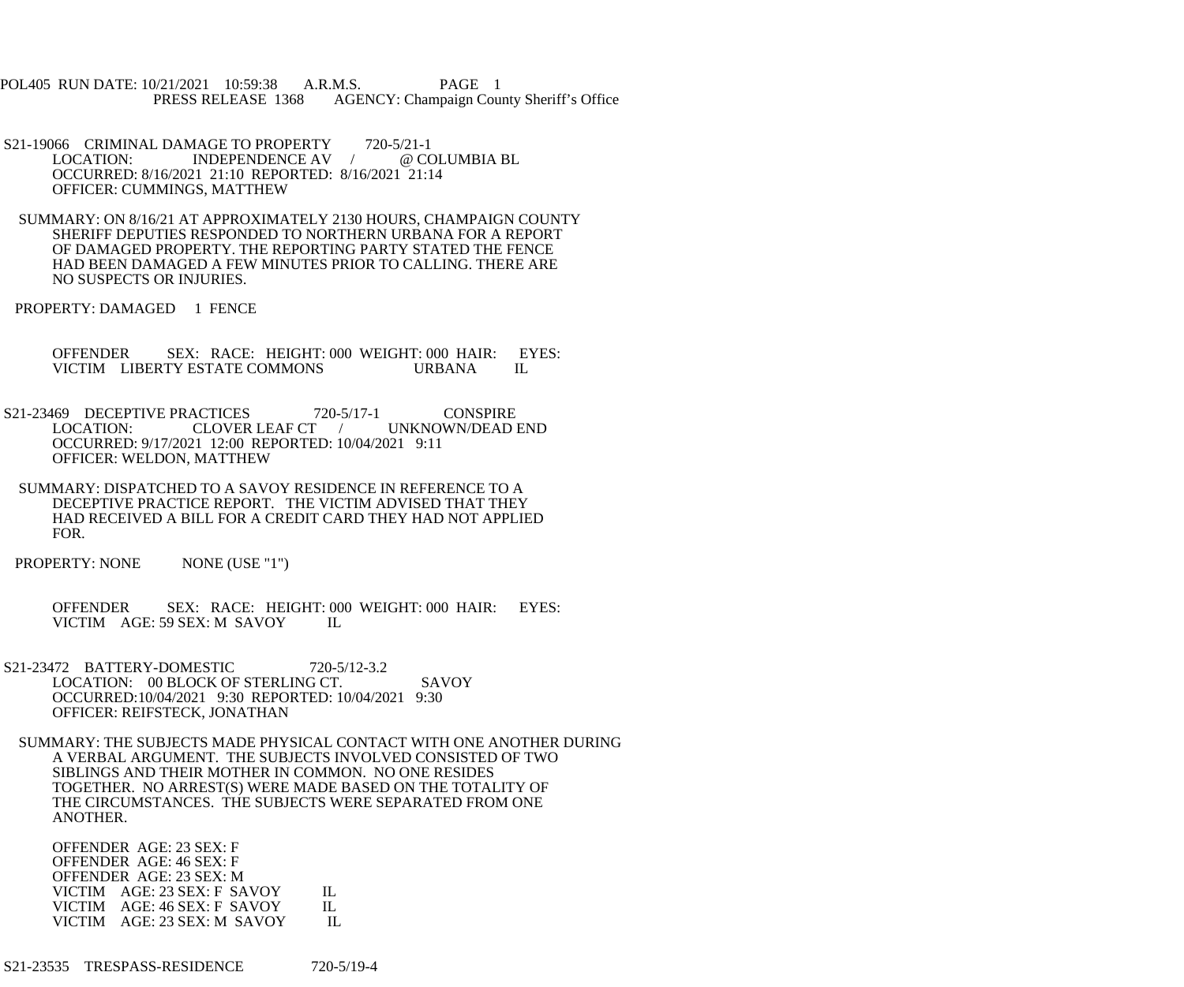POL405 RUN DATE: 10/21/2021 10:59:38 A.R.M.S. PAGE 1
PRESS RELEASE 1368 AGENCY: Champaign County Sheriff's Office

S21-19066 CRIMINAL DAMAGE TO PROPERTY 720-5/21-1
LOCATION: INDEPENDENCE AV / @ COLUMBIA BL
OCCURRED: 8/16/2021 21:10 REPORTED: 8/16/2021 21:14
OFFICER: CUMMINGS, MATTHEW

SUMMARY: ON 8/16/21 AT APPROXIMATELY 2130 HOURS, CHAMPAIGN COUNTY SHERIFF DEPUTIES RESPONDED TO NORTHERN URBANA FOR A REPORT OF DAMAGED PROPERTY. THE REPORTING PARTY STATED THE FENCE HAD BEEN DAMAGED A FEW MINUTES PRIOR TO CALLING. THERE ARE NO SUSPECTS OR INJURIES.

PROPERTY: DAMAGED 1 FENCE

OFFENDER SEX: RACE: HEIGHT: 000 WEIGHT: 000 HAIR: EYES:
VICTIM LIBERTY ESTATE COMMONS URBANA IL

S21-23469 DECEPTIVE PRACTICES 720-5/17-1 CONSPIRE
LOCATION: CLOVER LEAF CT / UNKNOWN/DEAD END
OCCURRED: 9/17/2021 12:00 REPORTED: 10/04/2021 9:11
OFFICER: WELDON, MATTHEW

SUMMARY: DISPATCHED TO A SAVOY RESIDENCE IN REFERENCE TO A DECEPTIVE PRACTICE REPORT. THE VICTIM ADVISED THAT THEY HAD RECEIVED A BILL FOR A CREDIT CARD THEY HAD NOT APPLIED FOR.

PROPERTY: NONE NONE (USE "1")

OFFENDER SEX: RACE: HEIGHT: 000 WEIGHT: 000 HAIR: EYES:
VICTIM AGE: 59 SEX: M SAVOY IL

S21-23472 BATTERY-DOMESTIC 720-5/12-3.2
LOCATION: 00 BLOCK OF STERLING CT. SAVOY
OCCURRED:10/04/2021 9:30 REPORTED: 10/04/2021 9:30
OFFICER: REIFSTECK, JONATHAN

SUMMARY: THE SUBJECTS MADE PHYSICAL CONTACT WITH ONE ANOTHER DURING A VERBAL ARGUMENT. THE SUBJECTS INVOLVED CONSISTED OF TWO SIBLINGS AND THEIR MOTHER IN COMMON. NO ONE RESIDES TOGETHER. NO ARREST(S) WERE MADE BASED ON THE TOTALITY OF THE CIRCUMSTANCES. THE SUBJECTS WERE SEPARATED FROM ONE ANOTHER.

OFFENDER AGE: 23 SEX: F
OFFENDER AGE: 46 SEX: F
OFFENDER AGE: 23 SEX: M
VICTIM AGE: 23 SEX: F SAVOY IL
VICTIM AGE: 46 SEX: F SAVOY IL
VICTIM AGE: 23 SEX: M SAVOY IL

S21-23535 TRESPASS-RESIDENCE 720-5/19-4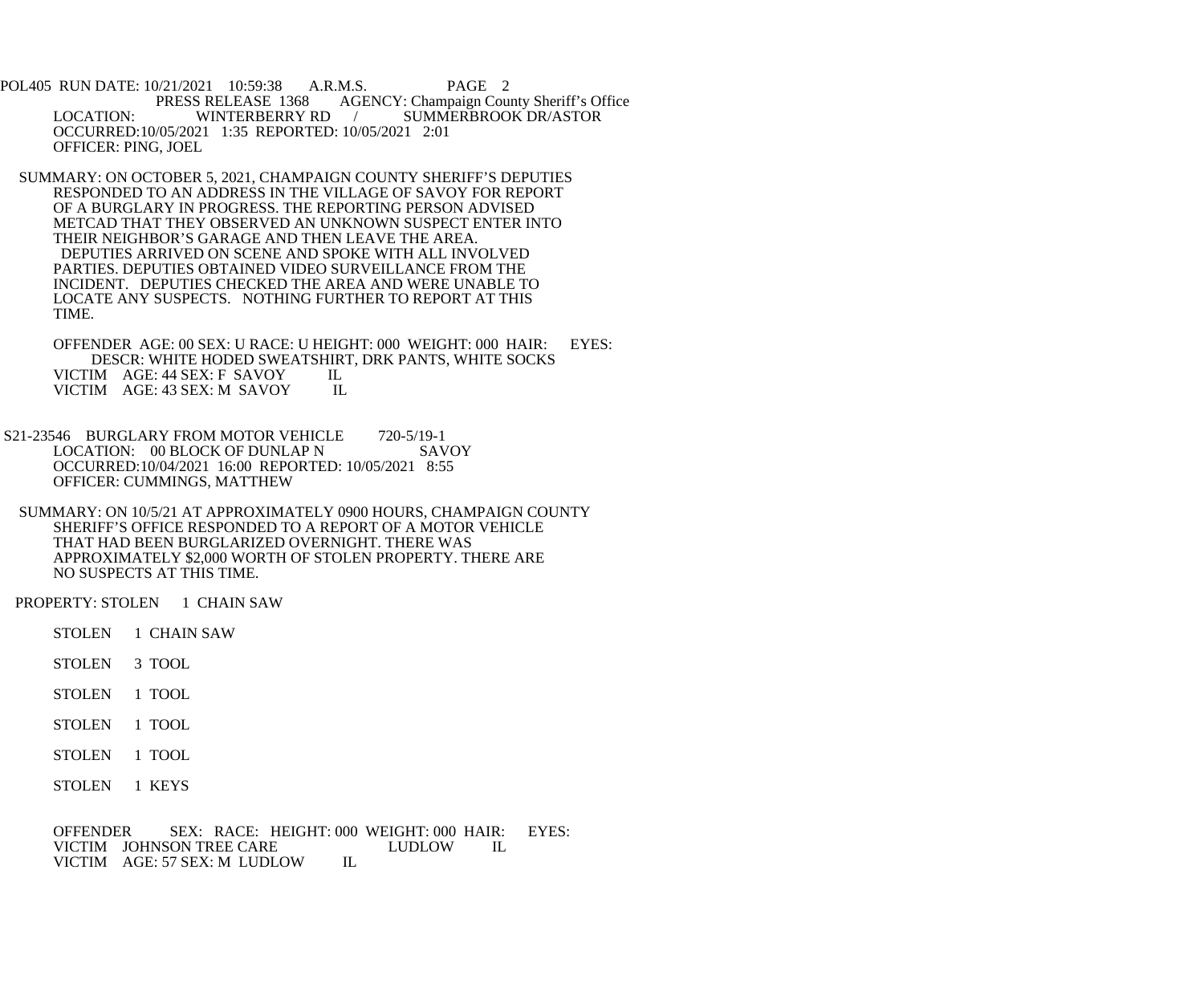PRESS RELEASE 1368 AGENCY: Champaign County Sheriff's Office

LOCATION: WINTERBERRY RD / SUMMERBROOK DR/ASTOR
OCCURRED:10/05/2021 1:35 REPORTED: 10/05/2021 2:01
OFFICER: PING, JOEL

SUMMARY: ON OCTOBER 5, 2021, CHAMPAIGN COUNTY SHERIFF'S DEPUTIES RESPONDED TO AN ADDRESS IN THE VILLAGE OF SAVOY FOR REPORT OF A BURGLARY IN PROGRESS. THE REPORTING PERSON ADVISED METCAD THAT THEY OBSERVED AN UNKNOWN SUSPECT ENTER INTO THEIR NEIGHBOR'S GARAGE AND THEN LEAVE THE AREA. DEPUTIES ARRIVED ON SCENE AND SPOKE WITH ALL INVOLVED PARTIES. DEPUTIES OBTAINED VIDEO SURVEILLANCE FROM THE INCIDENT. DEPUTIES CHECKED THE AREA AND WERE UNABLE TO LOCATE ANY SUSPECTS. NOTHING FURTHER TO REPORT AT THIS TIME.

OFFENDER AGE: 00 SEX: U RACE: U HEIGHT: 000 WEIGHT: 000 HAIR: EYES:
DESCR: WHITE HODED SWEATSHIRT, DRK PANTS, WHITE SOCKS
VICTIM AGE: 44 SEX: F SAVOY IL
VICTIM AGE: 43 SEX: M SAVOY IL

S21-23546 BURGLARY FROM MOTOR VEHICLE 720-5/19-1
LOCATION: 00 BLOCK OF DUNLAP N SAVOY
OCCURRED:10/04/2021 16:00 REPORTED: 10/05/2021 8:55
OFFICER: CUMMINGS, MATTHEW

SUMMARY: ON 10/5/21 AT APPROXIMATELY 0900 HOURS, CHAMPAIGN COUNTY SHERIFF'S OFFICE RESPONDED TO A REPORT OF A MOTOR VEHICLE THAT HAD BEEN BURGLARIZED OVERNIGHT. THERE WAS APPROXIMATELY $2,000 WORTH OF STOLEN PROPERTY. THERE ARE NO SUSPECTS AT THIS TIME.

PROPERTY: STOLEN 1 CHAIN SAW

STOLEN 1 CHAIN SAW

STOLEN 3 TOOL

STOLEN 1 TOOL

STOLEN 1 TOOL

STOLEN 1 TOOL

STOLEN 1 KEYS

OFFENDER SEX: RACE: HEIGHT: 000 WEIGHT: 000 HAIR: EYES:
VICTIM JOHNSON TREE CARE LUDLOW IL
VICTIM AGE: 57 SEX: M LUDLOW IL